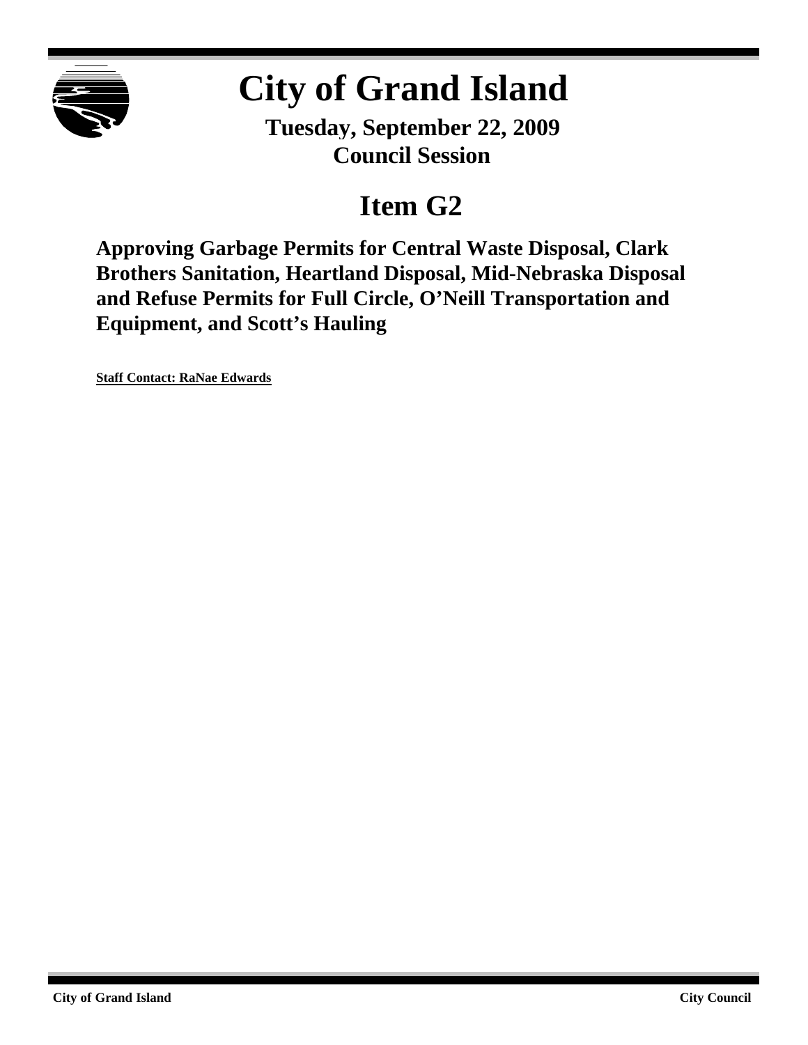# City of Grand Island

**Tuesday, September 22, 2009**
**Council Session**

## Item G2

### Approving Garbage Permits for Central Waste Disposal, Clark Brothers Sanitation, Heartland Disposal, Mid-Nebraska Disposal and Refuse Permits for Full Circle, O'Neill Transportation and Equipment, and Scott's Hauling

**Staff Contact: RaNae Edwards**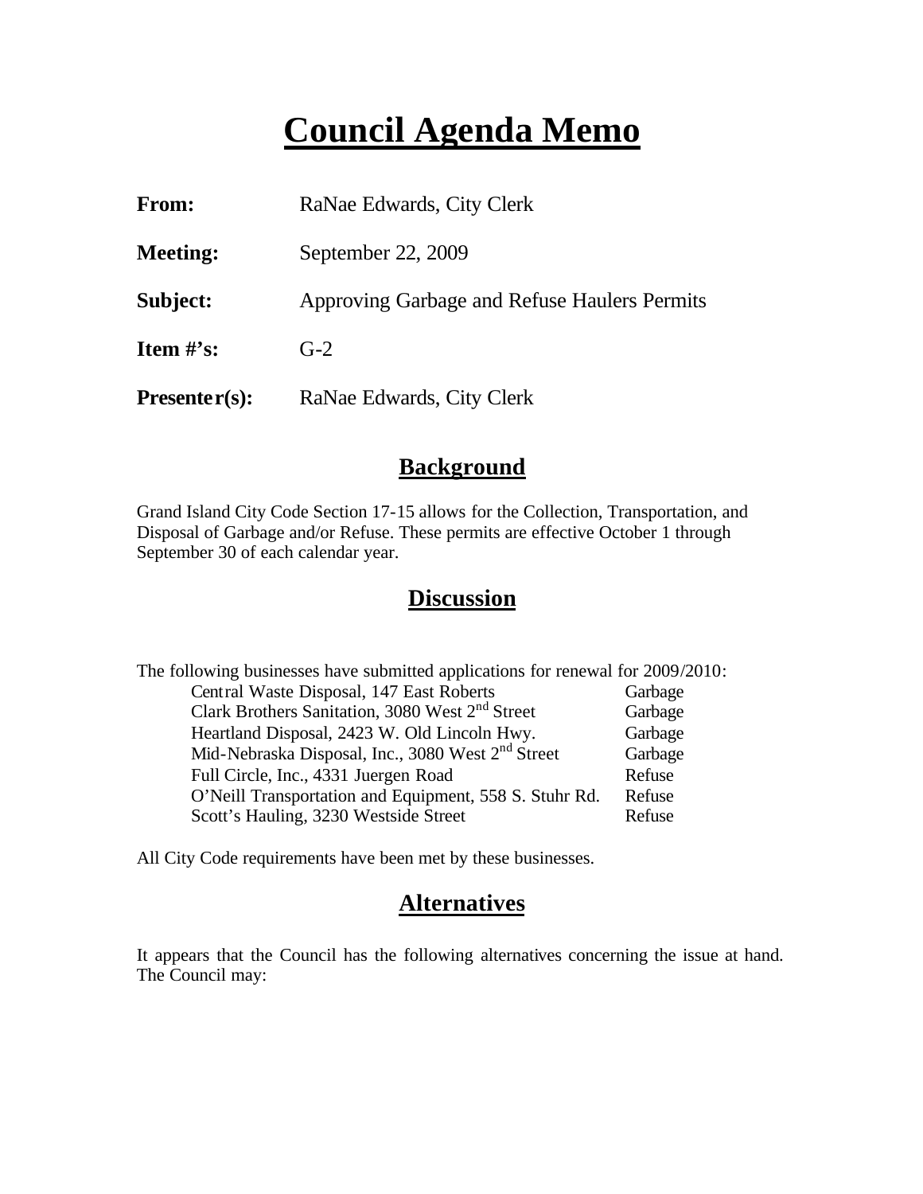# Council Agenda Memo

**From:** RaNae Edwards, City Clerk

**Meeting:** September 22, 2009

**Subject:** Approving Garbage and Refuse Haulers Permits

**Item #'s:** G-2

**Presenter(s):** RaNae Edwards, City Clerk

## Background

Grand Island City Code Section 17-15 allows for the Collection, Transportation, and Disposal of Garbage and/or Refuse. These permits are effective October 1 through September 30 of each calendar year.

## Discussion

The following businesses have submitted applications for renewal for 2009/2010:

| | |
|---|---|
| Central Waste Disposal, 147 East Roberts | Garbage |
| Clark Brothers Sanitation, 3080 West 2nd Street | Garbage |
| Heartland Disposal, 2423 W. Old Lincoln Hwy. | Garbage |
| Mid-Nebraska Disposal, Inc., 3080 West 2nd Street | Garbage |
| Full Circle, Inc., 4331 Juergen Road | Refuse |
| O'Neill Transportation and Equipment, 558 S. Stuhr Rd. | Refuse |
| Scott's Hauling, 3230 Westside Street | Refuse |

All City Code requirements have been met by these businesses.

## Alternatives

It appears that the Council has the following alternatives concerning the issue at hand. The Council may: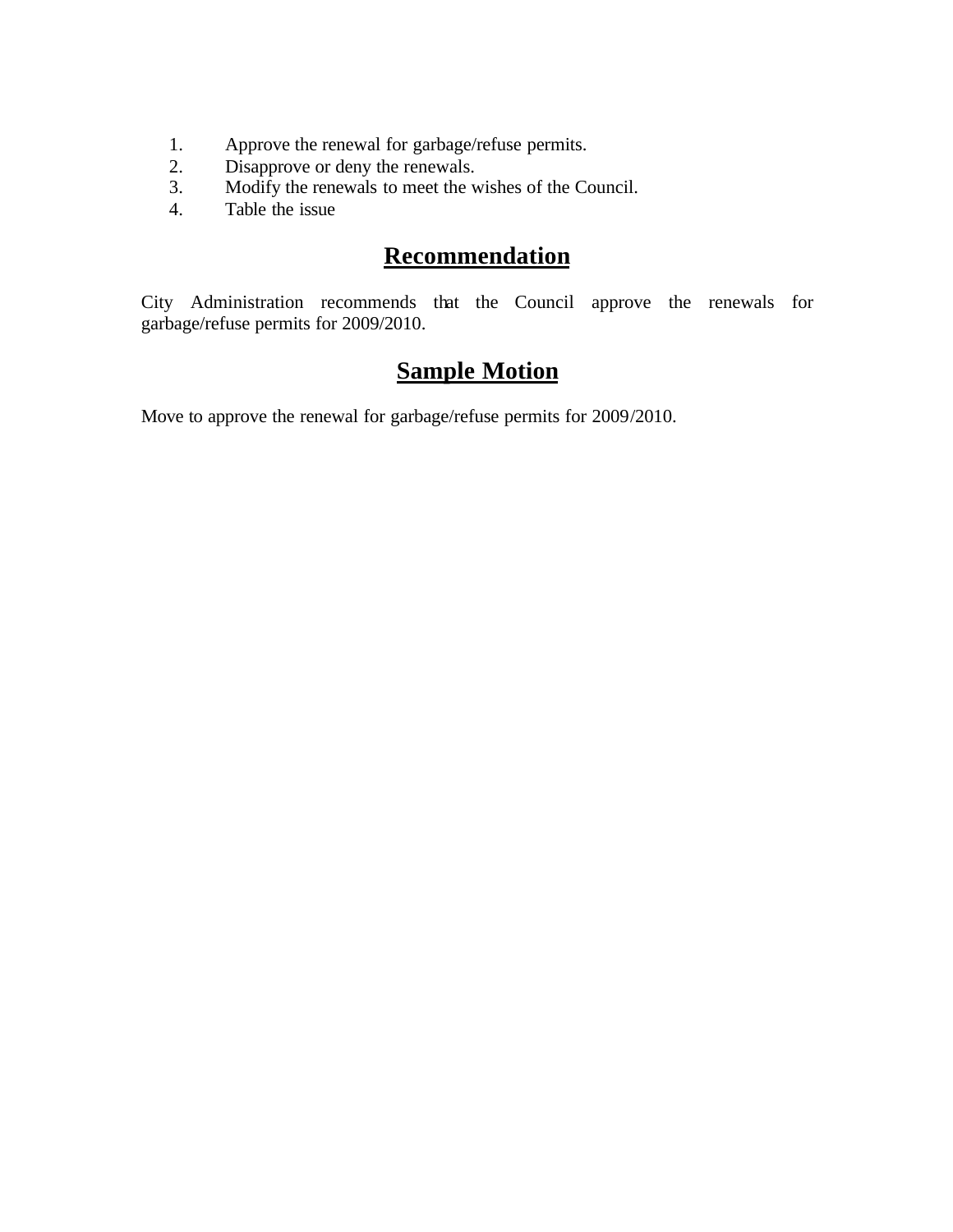1. Approve the renewal for garbage/refuse permits.
2. Disapprove or deny the renewals.
3. Modify the renewals to meet the wishes of the Council.
4. Table the issue

## Recommendation

City Administration recommends that the Council approve the renewals for garbage/refuse permits for 2009/2010.

## Sample Motion

Move to approve the renewal for garbage/refuse permits for 2009/2010.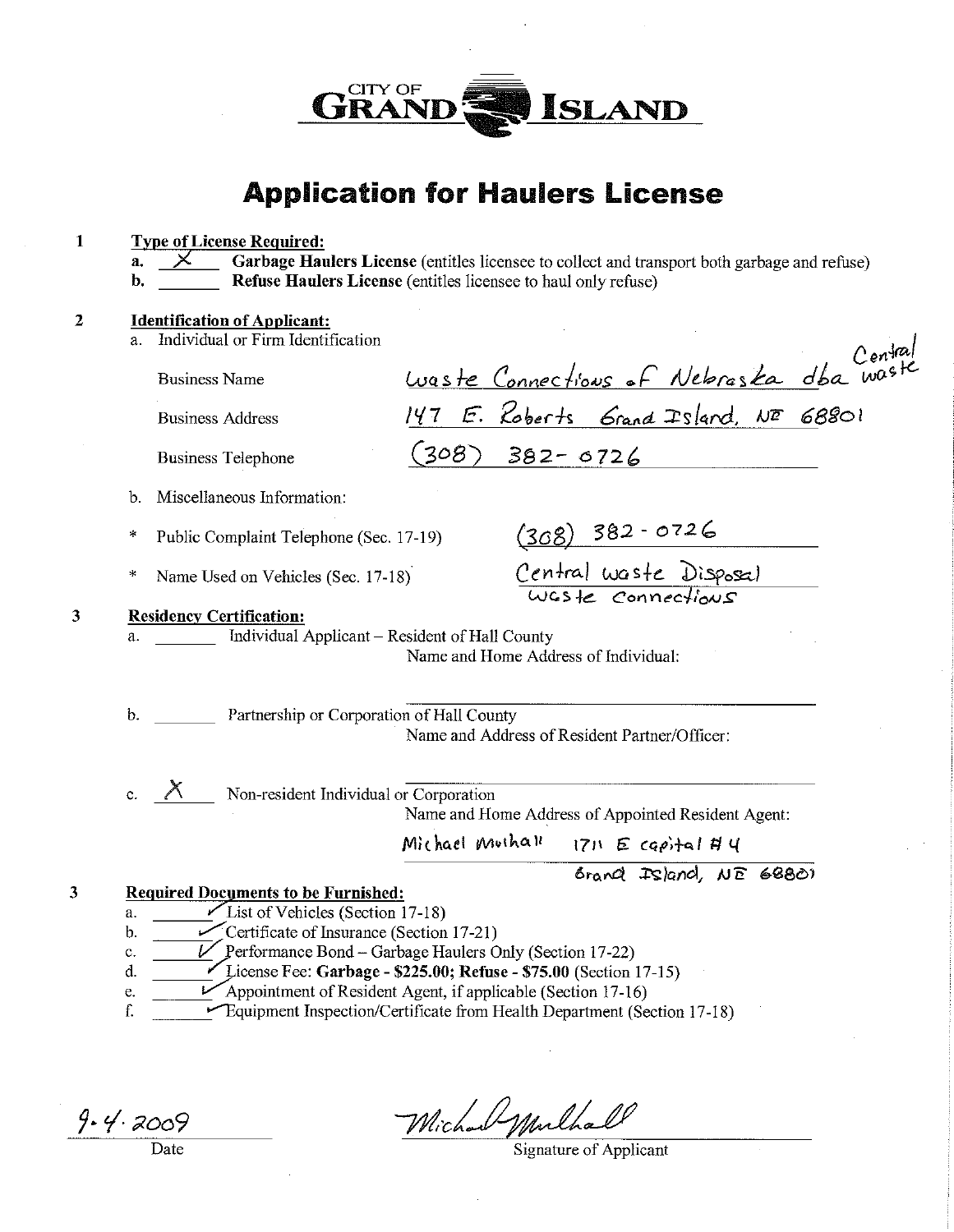CITY OF **GRAND ISLAND**

# Application for Haulers License

**1 Type of License Required:**

a. X **Garbage Haulers License** (entitles licensee to collect and transport both garbage and refuse)

b. ______ **Refuse Haulers License** (entitles licensee to haul only refuse)

**2 Identification of Applicant:**

a. Individual or Firm Identification

Business Name: Waste Connections of Nebraska dba Central waste

Business Address: 147 E. Roberts Grand Island, NE 68801

Business Telephone: (308) 382-0726

b. Miscellaneous Information:

\* Public Complaint Telephone (Sec. 17-19): (308) 382-0726

\* Name Used on Vehicles (Sec. 17-18): Central waste Disposal / waste connections

**3 Residency Certification:**

a. ______ Individual Applicant – Resident of Hall County
Name and Home Address of Individual:

b. ______ Partnership or Corporation of Hall County
Name and Address of Resident Partner/Officer:

c. X Non-resident Individual or Corporation
Name and Home Address of Appointed Resident Agent:
Michael Mulhall 1711 E capital #4 Grand Island, NE 68801

**3 Required Documents to be Furnished:**

a. ✓ List of Vehicles (Section 17-18)

b. ✓ Certificate of Insurance (Section 17-21)

c. ✓ Performance Bond – Garbage Haulers Only (Section 17-22)

d. ✓ License Fee: **Garbage - $225.00; Refuse - $75.00** (Section 17-15)

e. ✓ Appointment of Resident Agent, if applicable (Section 17-16)

f. ✓ Equipment Inspection/Certificate from Health Department (Section 17-18)

9-4-2009
Date

Michael Mulhall
Signature of Applicant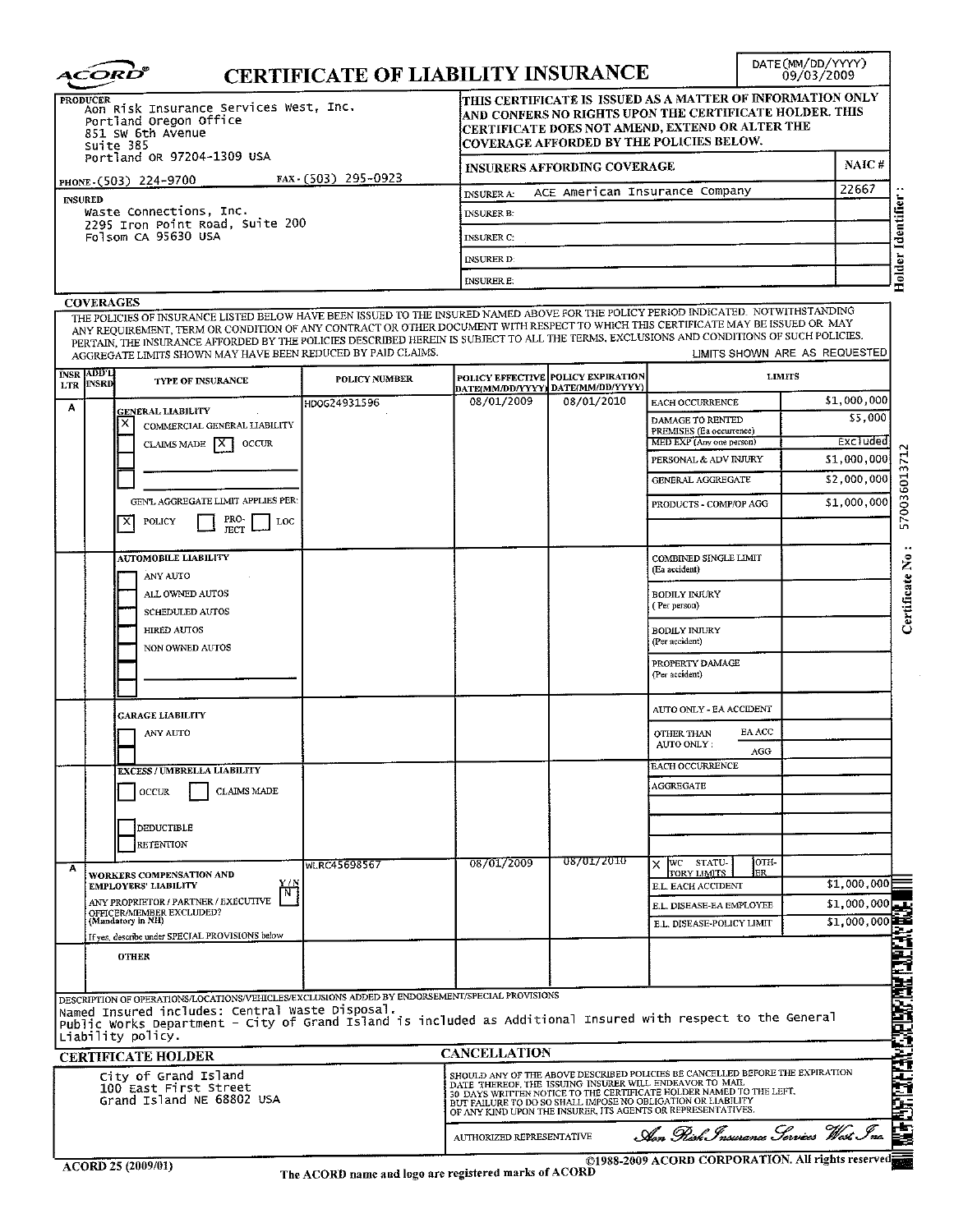# ACORD CERTIFICATE OF LIABILITY INSURANCE

DATE (MM/DD/YYYY) 09/03/2009

**PRODUCER**
Aon Risk Insurance Services West, Inc.
Portland Oregon Office
851 SW 6th Avenue
Suite 385
Portland OR 97204-1309 USA
PHONE-(503) 224-9700 FAX-(503) 295-0923

THIS CERTIFICATE IS ISSUED AS A MATTER OF INFORMATION ONLY AND CONFERS NO RIGHTS UPON THE CERTIFICATE HOLDER. THIS CERTIFICATE DOES NOT AMEND, EXTEND OR ALTER THE COVERAGE AFFORDED BY THE POLICIES BELOW.

**INSURED**
Waste Connections, Inc.
2295 Iron Point Road, Suite 200
Folsom CA 95630 USA

| INSURERS AFFORDING COVERAGE | NAIC # |
|---|---|
| INSURER A: ACE American Insurance Company | 22667 |
| INSURER B: | |
| INSURER C: | |
| INSURER D: | |
| INSURER E: | |

Holder Identifier:

Certificate No: 570036013712

## COVERAGES

THE POLICIES OF INSURANCE LISTED BELOW HAVE BEEN ISSUED TO THE INSURED NAMED ABOVE FOR THE POLICY PERIOD INDICATED. NOTWITHSTANDING ANY REQUIREMENT, TERM OR CONDITION OF ANY CONTRACT OR OTHER DOCUMENT WITH RESPECT TO WHICH THIS CERTIFICATE MAY BE ISSUED OR MAY PERTAIN, THE INSURANCE AFFORDED BY THE POLICIES DESCRIBED HEREIN IS SUBJECT TO ALL THE TERMS, EXCLUSIONS AND CONDITIONS OF SUCH POLICIES. AGGREGATE LIMITS SHOWN MAY HAVE BEEN REDUCED BY PAID CLAIMS.

LIMITS SHOWN ARE AS REQUESTED

| INSR LTR | ADD'L INSRD | TYPE OF INSURANCE | POLICY NUMBER | POLICY EFFECTIVE DATE (MM/DD/YYYY) | POLICY EXPIRATION DATE (MM/DD/YYYY) | LIMITS | |
|---|---|---|---|---|---|---|---|
| A | | GENERAL LIABILITY<br>[X] COMMERCIAL GENERAL LIABILITY<br>[ ] CLAIMS MADE [X] OCCUR<br>GEN'L AGGREGATE LIMIT APPLIES PER:<br>[X] POLICY [ ] PRO-JECT [ ] LOC | HDOG24931596 | 08/01/2009 | 08/01/2010 | EACH OCCURRENCE | $1,000,000 |
| | | | | | | DAMAGE TO RENTED PREMISES (Ea occurrence) | $5,000 |
| | | | | | | MED EXP (Any one person) | Excluded |
| | | | | | | PERSONAL & ADV INJURY | $1,000,000 |
| | | | | | | GENERAL AGGREGATE | $2,000,000 |
| | | | | | | PRODUCTS - COMP/OP AGG | $1,000,000 |
| | | AUTOMOBILE LIABILITY<br>[ ] ANY AUTO<br>[ ] ALL OWNED AUTOS<br>[ ] SCHEDULED AUTOS<br>[ ] HIRED AUTOS<br>[ ] NON OWNED AUTOS | | | | COMBINED SINGLE LIMIT (Ea accident) | |
| | | | | | | BODILY INJURY (Per person) | |
| | | | | | | BODILY INJURY (Per accident) | |
| | | | | | | PROPERTY DAMAGE (Per accident) | |
| | | GARAGE LIABILITY<br>[ ] ANY AUTO | | | | AUTO ONLY - EA ACCIDENT | |
| | | | | | | OTHER THAN AUTO ONLY: EA ACC | |
| | | | | | | AGG | |
| | | EXCESS / UMBRELLA LIABILITY<br>[ ] OCCUR [ ] CLAIMS MADE<br>[ ] DEDUCTIBLE<br>[ ] RETENTION | | | | EACH OCCURRENCE | |
| | | | | | | AGGREGATE | |
| A | | WORKERS COMPENSATION AND EMPLOYERS' LIABILITY<br>ANY PROPRIETOR / PARTNER / EXECUTIVE OFFICER/MEMBER EXCLUDED? (Mandatory in NH) Y/N: N<br>If yes, describe under SPECIAL PROVISIONS below | WLRC45698567 | 08/01/2009 | 08/01/2010 | [X] WC STATUTORY LIMITS [ ] OTHER | |
| | | | | | | E.L. EACH ACCIDENT | $1,000,000 |
| | | | | | | E.L. DISEASE-EA EMPLOYEE | $1,000,000 |
| | | | | | | E.L. DISEASE-POLICY LIMIT | $1,000,000 |
| | | OTHER | | | | | |

**DESCRIPTION OF OPERATIONS/LOCATIONS/VEHICLES/EXCLUSIONS ADDED BY ENDORSEMENT/SPECIAL PROVISIONS**

Named Insured includes: Central Waste Disposal.
Public Works Department - City of Grand Island is included as Additional Insured with respect to the General Liability policy.

## CERTIFICATE HOLDER

City of Grand Island
100 East First Street
Grand Island NE 68802 USA

## CANCELLATION

SHOULD ANY OF THE ABOVE DESCRIBED POLICIES BE CANCELLED BEFORE THE EXPIRATION DATE THEREOF, THE ISSUING INSURER WILL ENDEAVOR TO MAIL 30 DAYS WRITTEN NOTICE TO THE CERTIFICATE HOLDER NAMED TO THE LEFT, BUT FAILURE TO DO SO SHALL IMPOSE NO OBLIGATION OR LIABILITY OF ANY KIND UPON THE INSURER, ITS AGENTS OR REPRESENTATIVES.

AUTHORIZED REPRESENTATIVE: *Aon Risk Insurance Services West Inc.*

ACORD 25 (2009/01) ©1988-2009 ACORD CORPORATION. All rights reserved.

The ACORD name and logo are registered marks of ACORD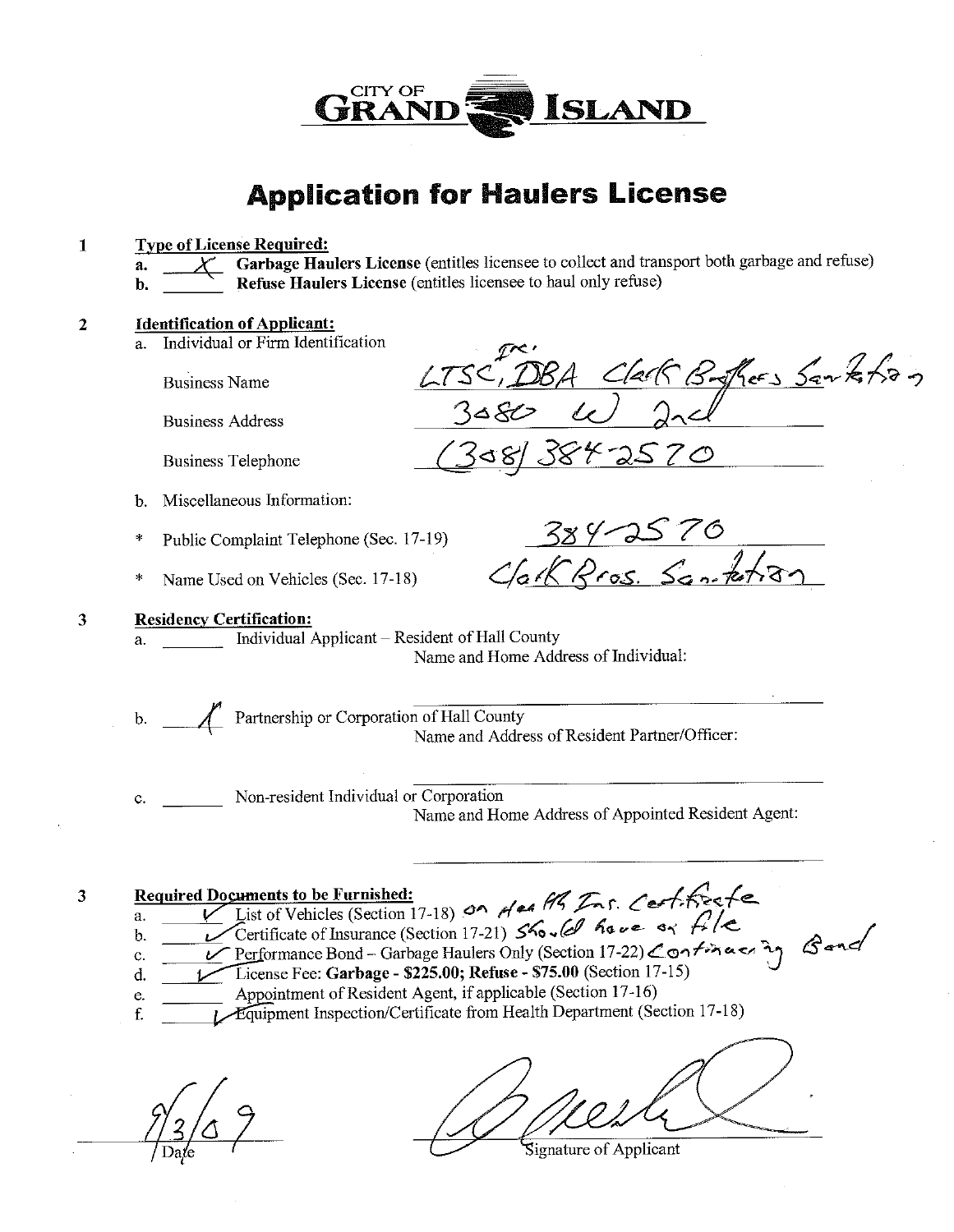CITY OF **GRAND ISLAND**

# Application for Haulers License

1 **Type of License Required:**

a. X **Garbage Haulers License** (entitles licensee to collect and transport both garbage and refuse)

b. ______ **Refuse Haulers License** (entitles licensee to haul only refuse)

2 **Identification of Applicant:**

a. Individual or Firm Identification

Business Name: LTSC, Inc. DBA Clark Brothers Sanitation

Business Address: 3080 W 2nd

Business Telephone: (308) 384-2570

b. Miscellaneous Information:

\* Public Complaint Telephone (Sec. 17-19): 384-2570

\* Name Used on Vehicles (Sec. 17-18): Clark Bros. Sanitation

3 **Residency Certification:**

a. ______ Individual Applicant – Resident of Hall County
Name and Home Address of Individual:

b. X Partnership or Corporation of Hall County
Name and Address of Resident Partner/Officer:

c. ______ Non-resident Individual or Corporation
Name and Home Address of Appointed Resident Agent:

3 **Required Documents to be Furnished:**

a. ✓ List of Vehicles (Section 17-18) on Health Ins. Certificate

b. ✓ Certificate of Insurance (Section 17-21) Should have on file

c. ✓ Performance Bond – Garbage Haulers Only (Section 17-22) Continuing Bond

d. ✓ License Fee: **Garbage - $225.00; Refuse - $75.00** (Section 17-15)

e. ______ Appointment of Resident Agent, if applicable (Section 17-16)

f. ✓ Equipment Inspection/Certificate from Health Department (Section 17-18)

9/3/09
Date

[Signature]
Signature of Applicant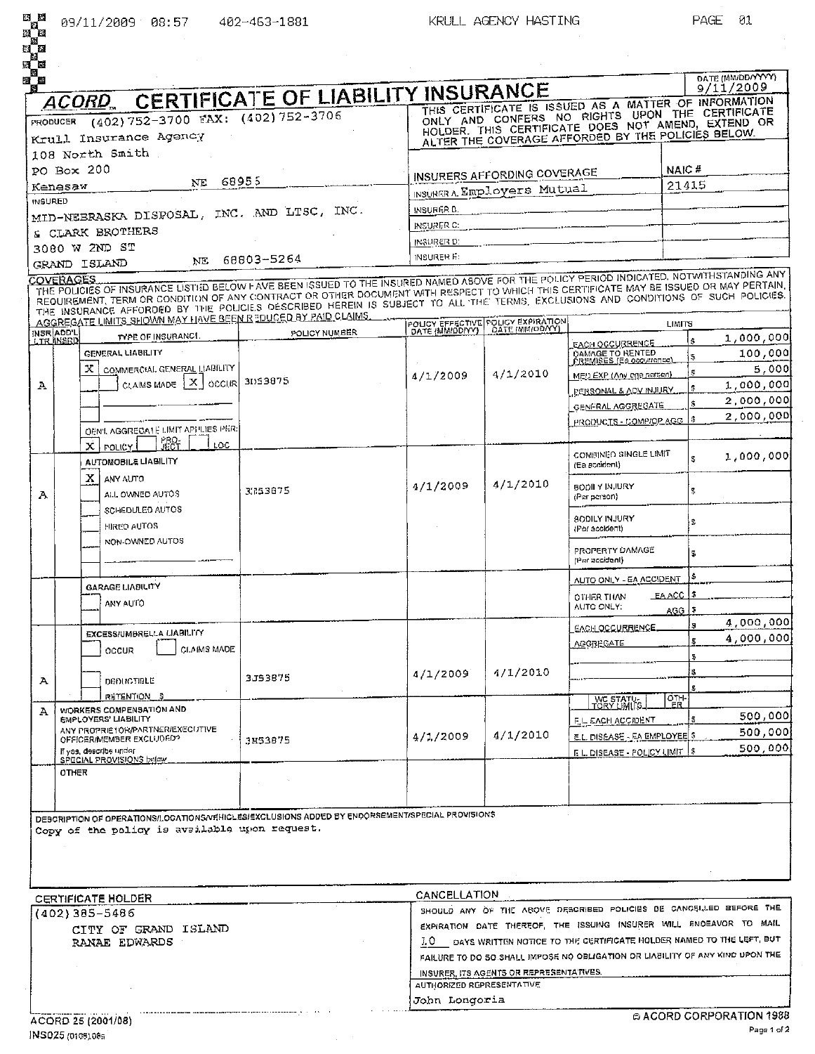09/11/2009 08:57 402-463-1881 KRULL AGENCY HASTING PAGE 01

# ACORD CERTIFICATE OF LIABILITY INSURANCE

DATE (MM/DD/YYYY) 9/11/2009

PRODUCER (402)752-3700 FAX: (402)752-3706
Krull Insurance Agency
108 North Smith
PO Box 200
Kenesaw NE 68955

THIS CERTIFICATE IS ISSUED AS A MATTER OF INFORMATION ONLY AND CONFERS NO RIGHTS UPON THE CERTIFICATE HOLDER. THIS CERTIFICATE DOES NOT AMEND, EXTEND OR ALTER THE COVERAGE AFFORDED BY THE POLICIES BELOW.

INSURED
MID-NEBRASKA DISPOSAL, INC. AND LTSC, INC.
& CLARK BROTHERS
3080 W 2ND ST
GRAND ISLAND NE 68803-5264

| INSURERS AFFORDING COVERAGE | NAIC # |
|---|---|
| INSURER A: Employers Mutual | 21415 |
| INSURER B: | |
| INSURER C: | |
| INSURER D: | |
| INSURER E: | |

## COVERAGES

THE POLICIES OF INSURANCE LISTED BELOW HAVE BEEN ISSUED TO THE INSURED NAMED ABOVE FOR THE POLICY PERIOD INDICATED. NOTWITHSTANDING ANY REQUIREMENT, TERM OR CONDITION OF ANY CONTRACT OR OTHER DOCUMENT WITH RESPECT TO WHICH THIS CERTIFICATE MAY BE ISSUED OR MAY PERTAIN, THE INSURANCE AFFORDED BY THE POLICIES DESCRIBED HEREIN IS SUBJECT TO ALL THE TERMS, EXCLUSIONS AND CONDITIONS OF SUCH POLICIES. AGGREGATE LIMITS SHOWN MAY HAVE BEEN REDUCED BY PAID CLAIMS.

| INSR LTR | ADD'L INSRD | TYPE OF INSURANCE | POLICY NUMBER | POLICY EFFECTIVE DATE (MM/DD/YY) | POLICY EXPIRATION DATE (MM/DD/YY) | LIMITS | |
|---|---|---|---|---|---|---|---|
| A | | GENERAL LIABILITY: X COMMERCIAL GENERAL LIABILITY; CLAIMS MADE [ ] OCCUR [X]; GEN'L AGGREGATE LIMIT APPLIES PER: X POLICY [ ] PROJECT [ ] LOC | 3D53875 | 4/1/2009 | 4/1/2010 | EACH OCCURRENCE | $ 1,000,000 |
| | | | | | | DAMAGE TO RENTED PREMISES (Ea occurrence) | $ 100,000 |
| | | | | | | MED EXP (Any one person) | $ 5,000 |
| | | | | | | PERSONAL & ADV INJURY | $ 1,000,000 |
| | | | | | | GENERAL AGGREGATE | $ 2,000,000 |
| | | | | | | PRODUCTS - COMP/OP AGG | $ 2,000,000 |
| A | | AUTOMOBILE LIABILITY: X ANY AUTO; ALL OWNED AUTOS; SCHEDULED AUTOS; HIRED AUTOS; NON-OWNED AUTOS | 3E53875 | 4/1/2009 | 4/1/2010 | COMBINED SINGLE LIMIT (Ea accident) | $ 1,000,000 |
| | | | | | | BODILY INJURY (Per person) | $ |
| | | | | | | BODILY INJURY (Per accident) | $ |
| | | | | | | PROPERTY DAMAGE (Per accident) | $ |
| | | GARAGE LIABILITY: ANY AUTO | | | | AUTO ONLY - EA ACCIDENT | $ |
| | | | | | | OTHER THAN AUTO ONLY: EA ACC | $ |
| | | | | | | AGG | $ |
| A | | EXCESS/UMBRELLA LIABILITY: OCCUR; CLAIMS MADE; DEDUCTIBLE; RETENTION $ | 3J53875 | 4/1/2009 | 4/1/2010 | EACH OCCURRENCE | $ 4,000,000 |
| | | | | | | AGGREGATE | $ 4,000,000 |
| A | | WORKERS COMPENSATION AND EMPLOYERS' LIABILITY; ANY PROPRIETOR/PARTNER/EXECUTIVE OFFICER/MEMBER EXCLUDED? If yes, describe under SPECIAL PROVISIONS below | 3H53875 | 4/1/2009 | 4/1/2010 | WC STATUTORY LIMITS / OTHER | |
| | | | | | | E.L. EACH ACCIDENT | $ 500,000 |
| | | | | | | E.L. DISEASE - EA EMPLOYEE | $ 500,000 |
| | | | | | | E.L. DISEASE - POLICY LIMIT | $ 500,000 |
| | | OTHER | | | | | |

DESCRIPTION OF OPERATIONS/LOCATIONS/VEHICLES/EXCLUSIONS ADDED BY ENDORSEMENT/SPECIAL PROVISIONS
Copy of the policy is available upon request.

**CERTIFICATE HOLDER**
(402)385-5486
CITY OF GRAND ISLAND
RANAE EDWARDS

**CANCELLATION**
SHOULD ANY OF THE ABOVE DESCRIBED POLICIES BE CANCELLED BEFORE THE EXPIRATION DATE THEREOF, THE ISSUING INSURER WILL ENDEAVOR TO MAIL 10 DAYS WRITTEN NOTICE TO THE CERTIFICATE HOLDER NAMED TO THE LEFT, BUT FAILURE TO DO SO SHALL IMPOSE NO OBLIGATION OR LIABILITY OF ANY KIND UPON THE INSURER, ITS AGENTS OR REPRESENTATIVES.

AUTHORIZED REPRESENTATIVE
John Longoria

ACORD 25 (2001/08)
INS025 (0108).08s
© ACORD CORPORATION 1988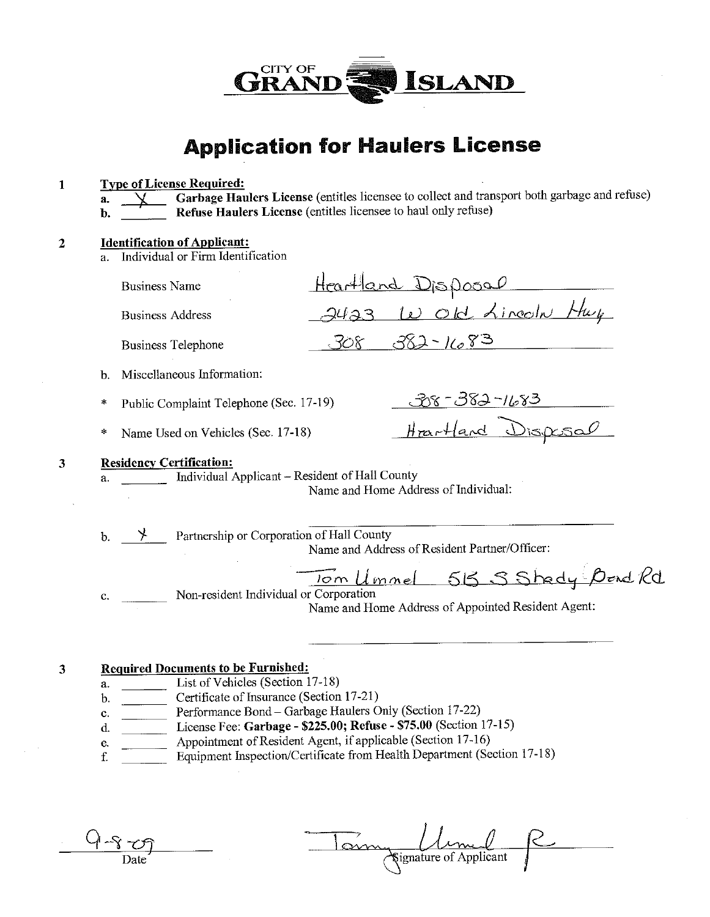CITY OF GRAND ISLAND

# Application for Haulers License

**1 Type of License Required:**

a. X **Garbage Haulers License** (entitles licensee to collect and transport both garbage and refuse)

b. ______ **Refuse Haulers License** (entitles licensee to haul only refuse)

**2 Identification of Applicant:**

a. Individual or Firm Identification

Business Name: Heartland Disposal

Business Address: 2423 W Old Lincoln Hwy

Business Telephone: 308 382-1683

b. Miscellaneous Information:

\* Public Complaint Telephone (Sec. 17-19): 308-382-1683

\* Name Used on Vehicles (Sec. 17-18): Heartland Disposal

**3 Residency Certification:**

a. ______ Individual Applicant – Resident of Hall County
Name and Home Address of Individual:

b. X Partnership or Corporation of Hall County
Name and Address of Resident Partner/Officer:
Tom Ummel 515 S Shady Bend Rd

c. ______ Non-resident Individual or Corporation
Name and Home Address of Appointed Resident Agent:

**3 Required Documents to be Furnished:**

a. ______ List of Vehicles (Section 17-18)

b. ______ Certificate of Insurance (Section 17-21)

c. ______ Performance Bond – Garbage Haulers Only (Section 17-22)

d. ______ License Fee: **Garbage - $225.00; Refuse - $75.00** (Section 17-15)

e. ______ Appointment of Resident Agent, if applicable (Section 17-16)

f. ______ Equipment Inspection/Certificate from Health Department (Section 17-18)

9-8-09
Date

Tommy Ummel
Signature of Applicant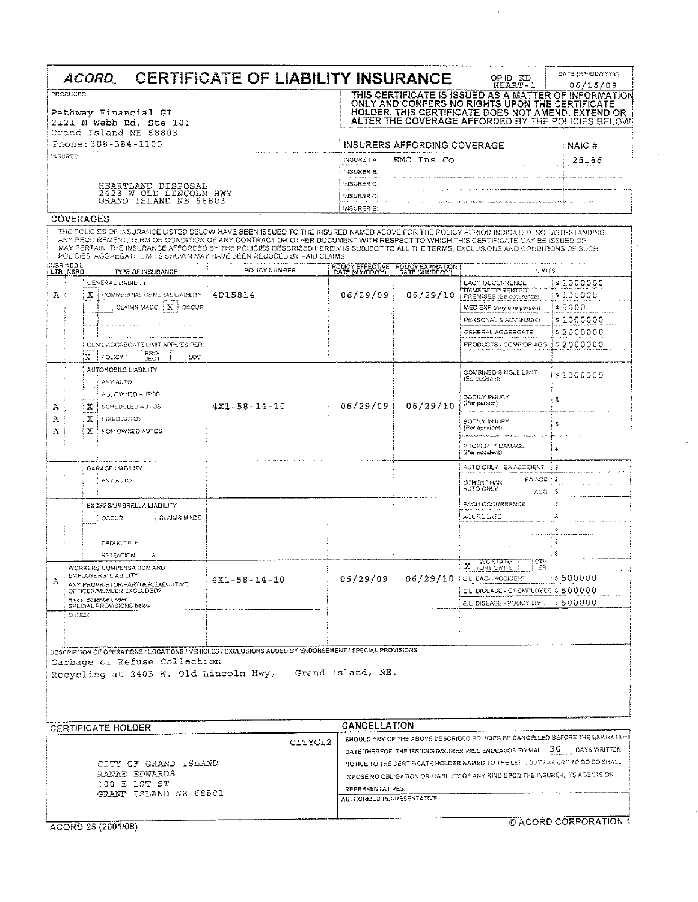# ACORD. CERTIFICATE OF LIABILITY INSURANCE

OP ID KD HEART-1

DATE (MM/DD/YYYY) 06/16/09

**PRODUCER**

Pathway Financial GI
2121 N Webb Rd, Ste 101
Grand Island NE 68803
Phone: 308-384-1100

**THIS CERTIFICATE IS ISSUED AS A MATTER OF INFORMATION ONLY AND CONFERS NO RIGHTS UPON THE CERTIFICATE HOLDER. THIS CERTIFICATE DOES NOT AMEND, EXTEND OR ALTER THE COVERAGE AFFORDED BY THE POLICIES BELOW.**

**INSURED**

HEARTLAND DISPOSAL
2423 W OLD LINCOLN HWY
GRAND ISLAND NE 68803

| INSURERS AFFORDING COVERAGE | | NAIC # |
|---|---|---|
| INSURER A: | EMC Ins Co | 25186 |
| INSURER B: | | |
| INSURER C: | | |
| INSURER D: | | |
| INSURER E: | | |

## COVERAGES

THE POLICIES OF INSURANCE LISTED BELOW HAVE BEEN ISSUED TO THE INSURED NAMED ABOVE FOR THE POLICY PERIOD INDICATED. NOTWITHSTANDING ANY REQUIREMENT, TERM OR CONDITION OF ANY CONTRACT OR OTHER DOCUMENT WITH RESPECT TO WHICH THIS CERTIFICATE MAY BE ISSUED OR MAY PERTAIN, THE INSURANCE AFFORDED BY THE POLICIES DESCRIBED HEREIN IS SUBJECT TO ALL THE TERMS, EXCLUSIONS AND CONDITIONS OF SUCH POLICIES. AGGREGATE LIMITS SHOWN MAY HAVE BEEN REDUCED BY PAID CLAIMS.

| INSR LTR | ADD'L INSRD | TYPE OF INSURANCE | POLICY NUMBER | POLICY EFFECTIVE DATE (MM/DD/YY) | POLICY EXPIRATION DATE (MM/DD/YY) | LIMITS | |
|---|---|---|---|---|---|---|---|
| | | GENERAL LIABILITY | | | | EACH OCCURRENCE | $ 1000000 |
| A | | X COMMERCIAL GENERAL LIABILITY | 4D15814 | 06/29/09 | 06/29/10 | DAMAGE TO RENTED PREMISES (Ea occurence) | $ 100000 |
| | | CLAIMS MADE [X] OCCUR | | | | MED EXP (Any one person) | $ 5000 |
| | | | | | | PERSONAL & ADV INJURY | $ 1000000 |
| | | | | | | GENERAL AGGREGATE | $ 2000000 |
| | | GEN'L AGGREGATE LIMIT APPLIES PER: X POLICY / PRO-JECT / LOC | | | | PRODUCTS - COMP/OP AGG | $ 2000000 |
| | | AUTOMOBILE LIABILITY | | | | COMBINED SINGLE LIMIT (Ea accident) | $ 1000000 |
| | | ANY AUTO | | | | | |
| | | ALL OWNED AUTOS | | | | BODILY INJURY (Per person) | $ |
| A | | X SCHEDULED AUTOS | 4X1-58-14-10 | 06/29/09 | 06/29/10 | | |
| A | | X HIRED AUTOS | | | | BODILY INJURY (Per accident) | $ |
| A | | X NON-OWNED AUTOS | | | | | |
| | | | | | | PROPERTY DAMAGE (Per accident) | $ |
| | | GARAGE LIABILITY | | | | AUTO ONLY - EA ACCIDENT | $ |
| | | ANY AUTO | | | | OTHER THAN AUTO ONLY: EA ACC | $ |
| | | | | | | AGG | $ |
| | | EXCESS/UMBRELLA LIABILITY | | | | EACH OCCURRENCE | $ |
| | | OCCUR / CLAIMS MADE | | | | AGGREGATE | $ |
| | | | | | | | $ |
| | | DEDUCTIBLE | | | | | $ |
| | | RETENTION $ | | | | | $ |
| | | WORKERS COMPENSATION AND EMPLOYERS' LIABILITY | | | | X WC STATU-TORY LIMITS / OTH-ER | |
| A | | ANY PROPRIETOR/PARTNER/EXECUTIVE OFFICER/MEMBER EXCLUDED? | 4X1-58-14-10 | 06/29/09 | 06/29/10 | E.L. EACH ACCIDENT | $ 500000 |
| | | If yes, describe under SPECIAL PROVISIONS below | | | | E.L. DISEASE - EA EMPLOYEE | $ 500000 |
| | | | | | | E.L. DISEASE - POLICY LIMIT | $ 500000 |
| | | OTHER | | | | | |

**DESCRIPTION OF OPERATIONS / LOCATIONS / VEHICLES / EXCLUSIONS ADDED BY ENDORSEMENT / SPECIAL PROVISIONS**

Garbage or Refuse Collection
Recycling at 2403 W. Old Lincoln Hwy, Grand Island, NE.

**CERTIFICATE HOLDER**

CITYGI2

CITY OF GRAND ISLAND
RANAE EDWARDS
100 E 1ST ST
GRAND ISLAND NE 68801

**CANCELLATION**

SHOULD ANY OF THE ABOVE DESCRIBED POLICIES BE CANCELLED BEFORE THE EXPIRATION DATE THEREOF, THE ISSUING INSURER WILL ENDEAVOR TO MAIL 30 DAYS WRITTEN NOTICE TO THE CERTIFICATE HOLDER NAMED TO THE LEFT, BUT FAILURE TO DO SO SHALL IMPOSE NO OBLIGATION OR LIABILITY OF ANY KIND UPON THE INSURER, ITS AGENTS OR REPRESENTATIVES.

AUTHORIZED REPRESENTATIVE

ACORD 25 (2001/08) © ACORD CORPORATION 1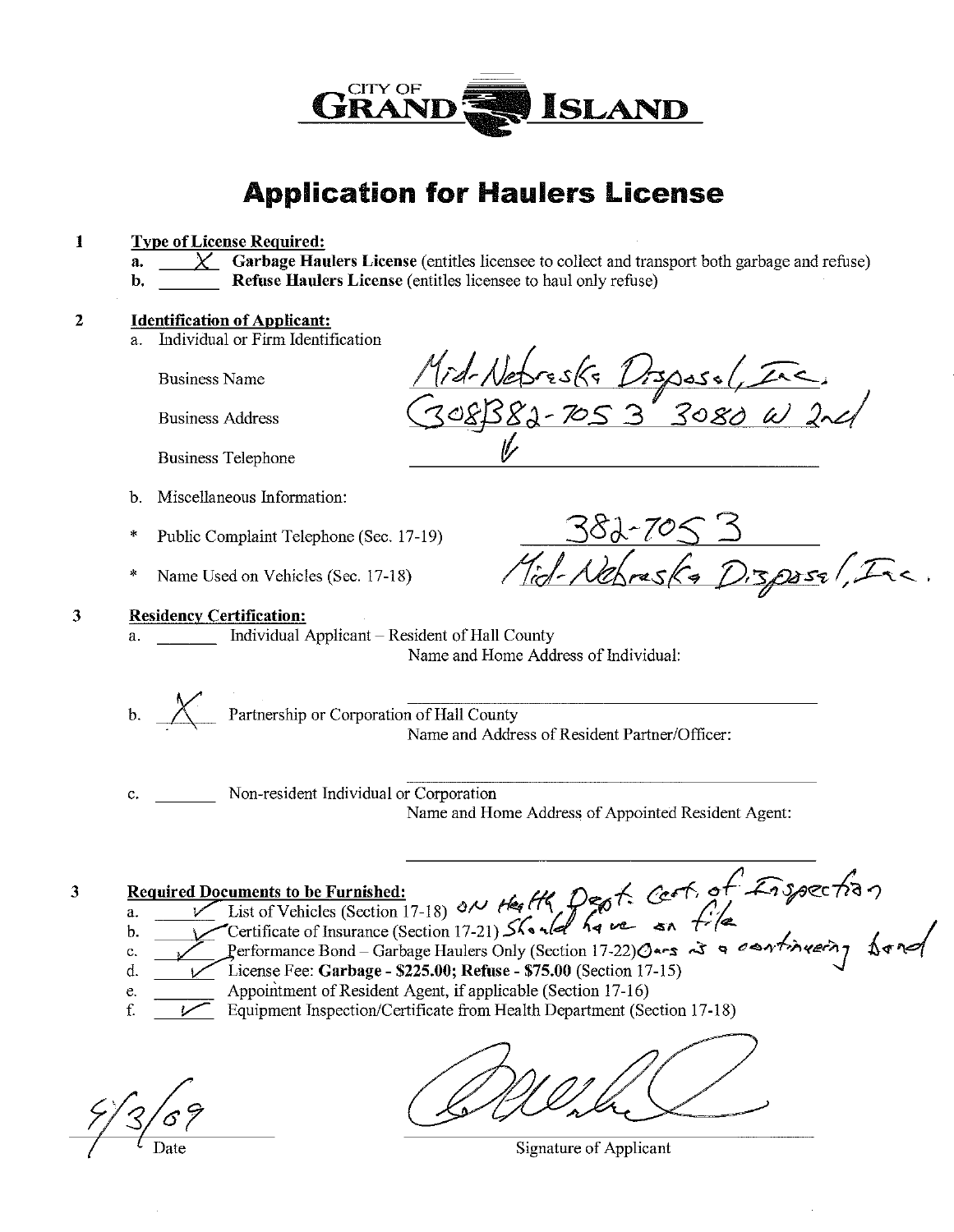CITY OF **GRAND ISLAND**

# Application for Haulers License

**1 Type of License Required:**

a. X **Garbage Haulers License** (entitles licensee to collect and transport both garbage and refuse)
b. ______ **Refuse Haulers License** (entitles licensee to haul only refuse)

**2 Identification of Applicant:**

a. Individual or Firm Identification

Business Name: Mid-Nebraska Disposal, Inc.

Business Address: (308)382-7053 3080 W 2nd

Business Telephone: ✓

b. Miscellaneous Information:

\* Public Complaint Telephone (Sec. 17-19): 382-7053

\* Name Used on Vehicles (Sec. 17-18): Mid-Nebraska Disposal, Inc.

**3 Residency Certification:**

a. ______ Individual Applicant – Resident of Hall County
Name and Home Address of Individual: ______________________

b. X Partnership or Corporation of Hall County
Name and Address of Resident Partner/Officer: ______________________

c. ______ Non-resident Individual or Corporation
Name and Home Address of Appointed Resident Agent: ______________________

**3 Required Documents to be Furnished:** on Health Dept. Cert. of Inspection

a. ✓ List of Vehicles (Section 17-18) Should have on file
b. ✓ Certificate of Insurance (Section 17-21)
c. ✓ Performance Bond – Garbage Haulers Only (Section 17-22) Ours is a continuing bond
d. ✓ License Fee: **Garbage - $225.00; Refuse - $75.00** (Section 17-15)
e. ______ Appointment of Resident Agent, if applicable (Section 17-16)
f. ✓ Equipment Inspection/Certificate from Health Department (Section 17-18)

5/3/09
Date

[Signature]
Signature of Applicant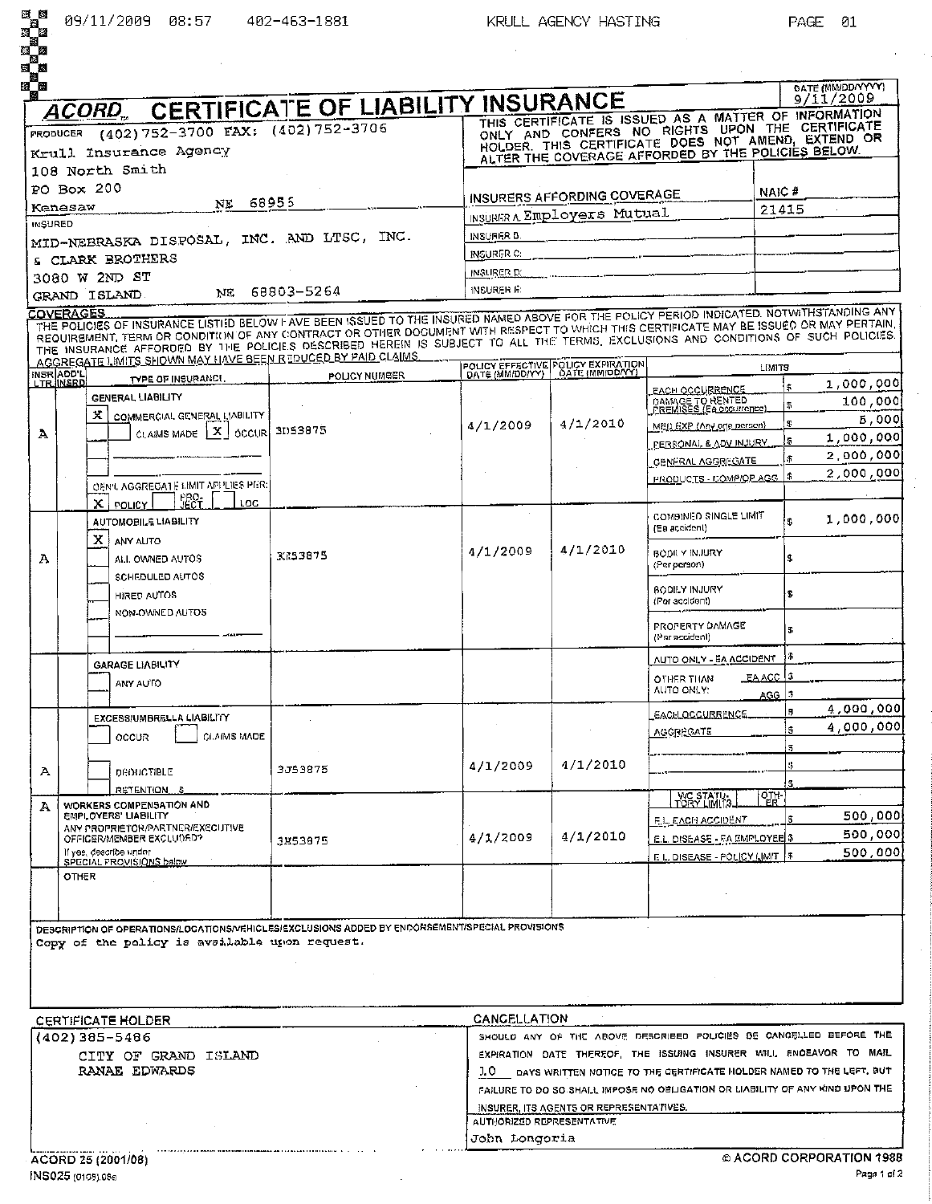# ACORD CERTIFICATE OF LIABILITY INSURANCE

DATE (MM/DD/YYYY): 9/11/2009

**PRODUCER** (402)752-3700 FAX: (402)752-3706
Krull Insurance Agency
108 North Smith
PO Box 200
Kenesaw NE 68956

THIS CERTIFICATE IS ISSUED AS A MATTER OF INFORMATION ONLY AND CONFERS NO RIGHTS UPON THE CERTIFICATE HOLDER. THIS CERTIFICATE DOES NOT AMEND, EXTEND OR ALTER THE COVERAGE AFFORDED BY THE POLICIES BELOW.

| INSURERS AFFORDING COVERAGE | NAIC # |
|---|---|
| INSURER A: Employers Mutual | 21415 |
| INSURER B: | |
| INSURER C: | |
| INSURER D: | |
| INSURER E: | |

**INSURED**
MID-NEBRASKA DISPOSAL, INC. AND LTSC, INC.
& CLARK BROTHERS
3080 W 2ND ST
GRAND ISLAND NE 68803-5264

## COVERAGES

THE POLICIES OF INSURANCE LISTED BELOW HAVE BEEN ISSUED TO THE INSURED NAMED ABOVE FOR THE POLICY PERIOD INDICATED. NOTWITHSTANDING ANY REQUIREMENT, TERM OR CONDITION OF ANY CONTRACT OR OTHER DOCUMENT WITH RESPECT TO WHICH THIS CERTIFICATE MAY BE ISSUED OR MAY PERTAIN, THE INSURANCE AFFORDED BY THE POLICIES DESCRIBED HEREIN IS SUBJECT TO ALL THE TERMS, EXCLUSIONS AND CONDITIONS OF SUCH POLICIES. AGGREGATE LIMITS SHOWN MAY HAVE BEEN REDUCED BY PAID CLAIMS.

| INSR LTR | ADD'L INSRD | TYPE OF INSURANCE | POLICY NUMBER | POLICY EFFECTIVE DATE (MM/DD/YY) | POLICY EXPIRATION DATE (MM/DD/YY) | LIMITS | |
|---|---|---|---|---|---|---|---|
| A | | GENERAL LIABILITY<br>X COMMERCIAL GENERAL LIABILITY<br>CLAIMS MADE [X] OCCUR<br>GEN'L AGGREGATE LIMIT APPLIES PER: X POLICY / PRO-JECT / LOC | 3D53875 | 4/1/2009 | 4/1/2010 | EACH OCCURRENCE | $ 1,000,000 |
| | | | | | | DAMAGE TO RENTED PREMISES (Ea occurrence) | $ 100,000 |
| | | | | | | MED EXP (Any one person) | $ 5,000 |
| | | | | | | PERSONAL & ADV INJURY | $ 1,000,000 |
| | | | | | | GENERAL AGGREGATE | $ 2,000,000 |
| | | | | | | PRODUCTS - COMP/OP AGG | $ 2,000,000 |
| A | | AUTOMOBILE LIABILITY<br>X ANY AUTO<br>ALL OWNED AUTOS<br>SCHEDULED AUTOS<br>HIRED AUTOS<br>NON-OWNED AUTOS | 3E53875 | 4/1/2009 | 4/1/2010 | COMBINED SINGLE LIMIT (Ea accident) | $ 1,000,000 |
| | | | | | | BODILY INJURY (Per person) | $ |
| | | | | | | BODILY INJURY (Per accident) | $ |
| | | | | | | PROPERTY DAMAGE (Per accident) | $ |
| | | GARAGE LIABILITY<br>ANY AUTO | | | | AUTO ONLY - EA ACCIDENT | $ |
| | | | | | | OTHER THAN AUTO ONLY: EA ACC | $ |
| | | | | | | AGG | $ |
| A | | EXCESS/UMBRELLA LIABILITY<br>OCCUR / CLAIMS MADE<br>DEDUCTIBLE<br>RETENTION $ | 3J53875 | 4/1/2009 | 4/1/2010 | EACH OCCURRENCE | $ 4,000,000 |
| | | | | | | AGGREGATE | $ 4,000,000 |
| A | | WORKERS COMPENSATION AND EMPLOYERS' LIABILITY<br>ANY PROPRIETOR/PARTNER/EXECUTIVE OFFICER/MEMBER EXCLUDED?<br>If yes, describe under SPECIAL PROVISIONS below | 3H53875 | 4/1/2009 | 4/1/2010 | WC STATU-TORY LIMITS / OTH-ER | |
| | | | | | | E.L. EACH ACCIDENT | $ 500,000 |
| | | | | | | E.L. DISEASE - EA EMPLOYEE | $ 500,000 |
| | | | | | | E.L. DISEASE - POLICY LIMIT | $ 500,000 |
| | | OTHER | | | | | |

**DESCRIPTION OF OPERATIONS/LOCATIONS/VEHICLES/EXCLUSIONS ADDED BY ENDORSEMENT/SPECIAL PROVISIONS**
Copy of the policy is available upon request.

**CERTIFICATE HOLDER**
(402)385-5486
CITY OF GRAND ISLAND
RANAE EDWARDS

**CANCELLATION**
SHOULD ANY OF THE ABOVE DESCRIBED POLICIES BE CANCELLED BEFORE THE EXPIRATION DATE THEREOF, THE ISSUING INSURER WILL ENDEAVOR TO MAIL 10 DAYS WRITTEN NOTICE TO THE CERTIFICATE HOLDER NAMED TO THE LEFT, BUT FAILURE TO DO SO SHALL IMPOSE NO OBLIGATION OR LIABILITY OF ANY KIND UPON THE INSURER, ITS AGENTS OR REPRESENTATIVES.

AUTHORIZED REPRESENTATIVE
John Longoria

ACORD 25 (2001/08)
INS025 (0108).08a
© ACORD CORPORATION 1988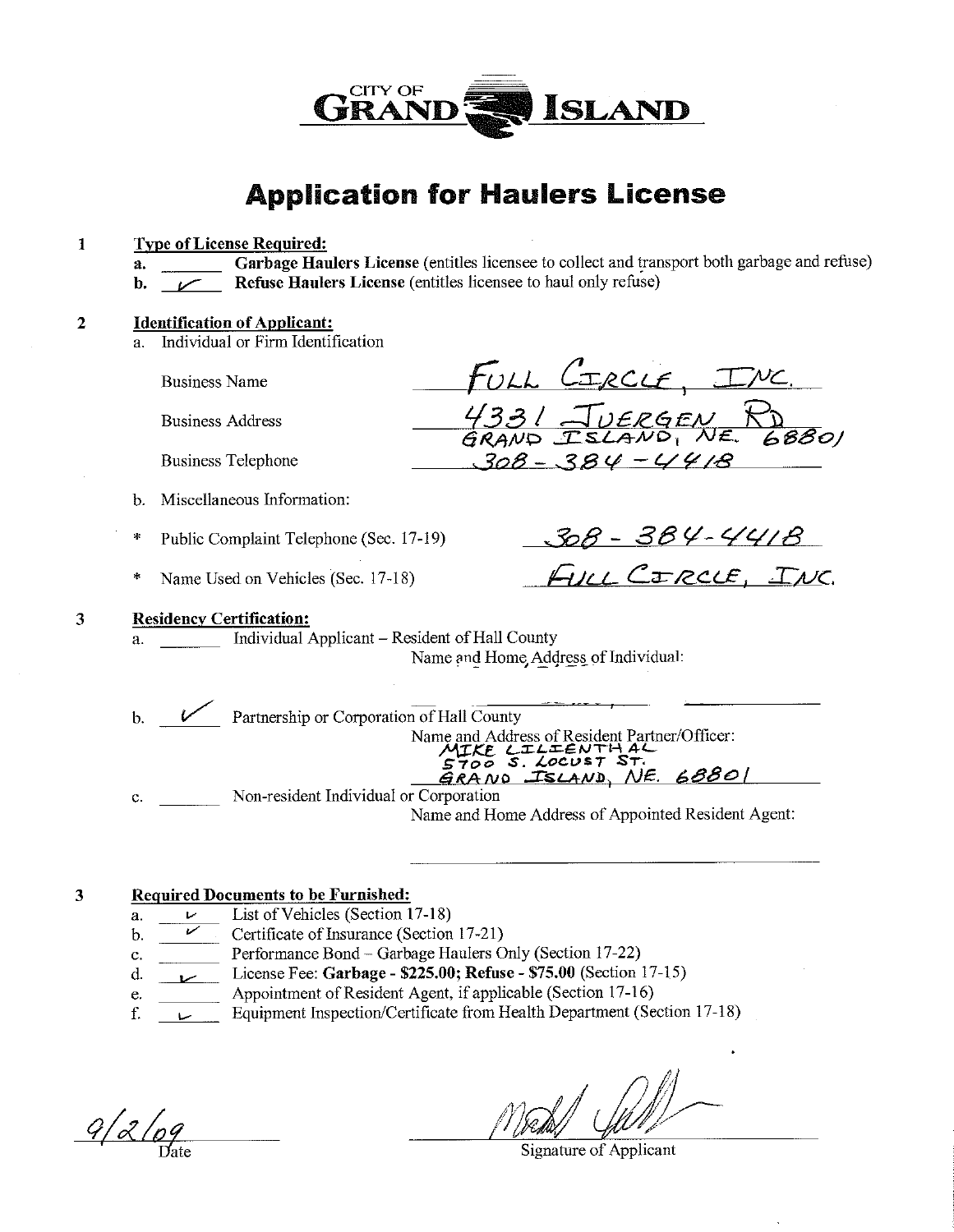CITY OF **GRAND ISLAND**

# Application for Haulers License

1 **Type of License Required:**

a. ________ **Garbage Haulers License** (entitles licensee to collect and transport both garbage and refuse)

b. ✓ **Refuse Haulers License** (entitles licensee to haul only refuse)

2 **Identification of Applicant:**

a. Individual or Firm Identification

Business Name: FULL CIRCLE, INC.

Business Address: 4331 JUERGEN RD GRAND ISLAND, NE. 68801

Business Telephone: 308-384-4418

b. Miscellaneous Information:

\* Public Complaint Telephone (Sec. 17-19): 308-384-4418

\* Name Used on Vehicles (Sec. 17-18): FULL CIRCLE, INC.

3 **Residency Certification:**

a. ________ Individual Applicant – Resident of Hall County

Name and Home Address of Individual:

b. ✓ Partnership or Corporation of Hall County

Name and Address of Resident Partner/Officer:
MIKE LILIENTHAL
5700 S. LOCUST ST.
GRAND ISLAND, NE. 68801

c. ________ Non-resident Individual or Corporation

Name and Home Address of Appointed Resident Agent:

3 **Required Documents to be Furnished:**

a. ✓ List of Vehicles (Section 17-18)

b. ✓ Certificate of Insurance (Section 17-21)

c. ________ Performance Bond – Garbage Haulers Only (Section 17-22)

d. ✓ License Fee: **Garbage - $225.00; Refuse - $75.00** (Section 17-15)

e. ________ Appointment of Resident Agent, if applicable (Section 17-16)

f. ✓ Equipment Inspection/Certificate from Health Department (Section 17-18)

9/2/09
Date

Signature of Applicant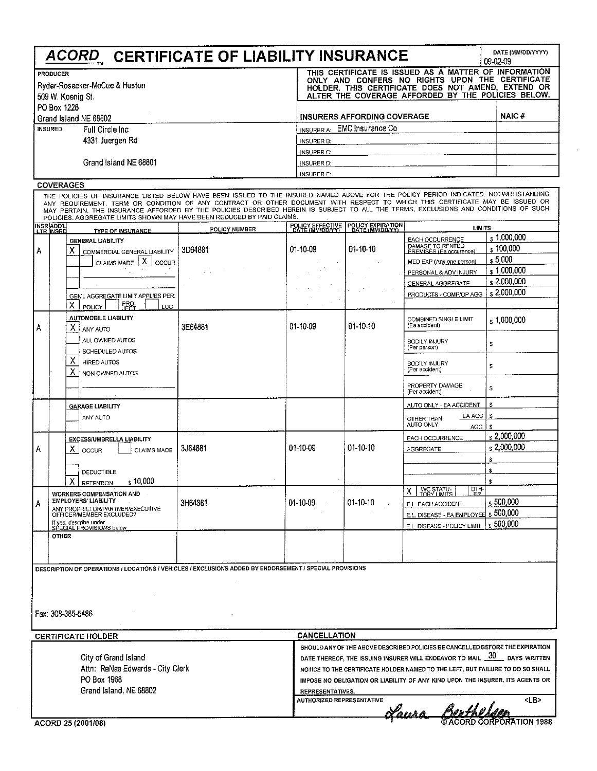# ACORD™ CERTIFICATE OF LIABILITY INSURANCE

DATE (MM/DD/YYYY): 09-02-09

**PRODUCER**

Ryder-Rosacker-McCue & Huston
509 W. Koenig St.
PO Box 1228
Grand Island NE 68802

THIS CERTIFICATE IS ISSUED AS A MATTER OF INFORMATION ONLY AND CONFERS NO RIGHTS UPON THE CERTIFICATE HOLDER. THIS CERTIFICATE DOES NOT AMEND, EXTEND OR ALTER THE COVERAGE AFFORDED BY THE POLICIES BELOW.

**INSURED**

Full Circle Inc
4331 Juergen Rd
Grand Island NE 68801

| INSURERS AFFORDING COVERAGE | NAIC # |
|---|---|
| INSURER A: EMC Insurance Co | |
| INSURER B: | |
| INSURER C: | |
| INSURER D: | |
| INSURER E: | |

## COVERAGES

THE POLICIES OF INSURANCE LISTED BELOW HAVE BEEN ISSUED TO THE INSURED NAMED ABOVE FOR THE POLICY PERIOD INDICATED. NOTWITHSTANDING ANY REQUIREMENT, TERM OR CONDITION OF ANY CONTRACT OR OTHER DOCUMENT WITH RESPECT TO WHICH THIS CERTIFICATE MAY BE ISSUED OR MAY PERTAIN, THE INSURANCE AFFORDED BY THE POLICIES DESCRIBED HEREIN IS SUBJECT TO ALL THE TERMS, EXCLUSIONS AND CONDITIONS OF SUCH POLICIES. AGGREGATE LIMITS SHOWN MAY HAVE BEEN REDUCED BY PAID CLAIMS.

| INSR LTR | ADD'L INSRD | TYPE OF INSURANCE | POLICY NUMBER | POLICY EFFECTIVE DATE (MM/DD/YY) | POLICY EXPIRATION DATE (MM/DD/YY) | LIMITS | |
|---|---|---|---|---|---|---|---|
| A | | GENERAL LIABILITY<br>X COMMERCIAL GENERAL LIABILITY<br>CLAIMS MADE [X] OCCUR<br>GEN'L AGGREGATE LIMIT APPLIES PER: X POLICY / PROJECT / LOC | 3D64881 | 01-10-09 | 01-10-10 | EACH OCCURRENCE | $ 1,000,000 |
| | | | | | | DAMAGE TO RENTED PREMISES (Ea occurence) | $ 100,000 |
| | | | | | | MED EXP (Any one person) | $ 5,000 |
| | | | | | | PERSONAL & ADV INJURY | $ 1,000,000 |
| | | | | | | GENERAL AGGREGATE | $ 2,000,000 |
| | | | | | | PRODUCTS - COMP/OP AGG | $ 2,000,000 |
| A | | AUTOMOBILE LIABILITY<br>X ANY AUTO<br>ALL OWNED AUTOS<br>SCHEDULED AUTOS<br>X HIRED AUTOS<br>X NON-OWNED AUTOS | 3E64881 | 01-10-09 | 01-10-10 | COMBINED SINGLE LIMIT (Ea accident) | $ 1,000,000 |
| | | | | | | BODILY INJURY (Per person) | $ |
| | | | | | | BODILY INJURY (Per accident) | $ |
| | | | | | | PROPERTY DAMAGE (Per accident) | $ |
| | | GARAGE LIABILITY<br>ANY AUTO | | | | AUTO ONLY - EA ACCIDENT | $ |
| | | | | | | OTHER THAN AUTO ONLY: EA ACC | $ |
| | | | | | | AGG | $ |
| A | | EXCESS/UMBRELLA LIABILITY<br>X OCCUR / CLAIMS MADE<br>DEDUCTIBLE<br>X RETENTION $ 10,000 | 3J64881 | 01-10-09 | 01-10-10 | EACH OCCURRENCE | $ 2,000,000 |
| | | | | | | AGGREGATE | $ 2,000,000 |
| A | | WORKERS COMPENSATION AND EMPLOYERS' LIABILITY<br>ANY PROPRIETOR/PARTNER/EXECUTIVE OFFICER/MEMBER EXCLUDED?<br>If yes, describe under SPECIAL PROVISIONS below | 3H64881 | 01-10-09 | 01-10-10 | X WC STATUTORY LIMITS / OTHER | |
| | | | | | | E.L. EACH ACCIDENT | $ 500,000 |
| | | | | | | E.L. DISEASE - EA EMPLOYEE | $ 500,000 |
| | | | | | | E.L. DISEASE - POLICY LIMIT | $ 500,000 |
| | | OTHER | | | | | |

**DESCRIPTION OF OPERATIONS / LOCATIONS / VEHICLES / EXCLUSIONS ADDED BY ENDORSEMENT / SPECIAL PROVISIONS**

Fax: 308-385-5486

**CERTIFICATE HOLDER**

City of Grand Island
Attn: RaNae Edwards - City Clerk
PO Box 1968
Grand Island, NE 68802

**CANCELLATION**

SHOULD ANY OF THE ABOVE DESCRIBED POLICIES BE CANCELLED BEFORE THE EXPIRATION DATE THEREOF, THE ISSUING INSURER WILL ENDEAVOR TO MAIL 30 DAYS WRITTEN NOTICE TO THE CERTIFICATE HOLDER NAMED TO THE LEFT, BUT FAILURE TO DO SO SHALL IMPOSE NO OBLIGATION OR LIABILITY OF ANY KIND UPON THE INSURER, ITS AGENTS OR REPRESENTATIVES.

AUTHORIZED REPRESENTATIVE <LB>

Laura Berthelsen

ACORD 25 (2001/08) © ACORD CORPORATION 1988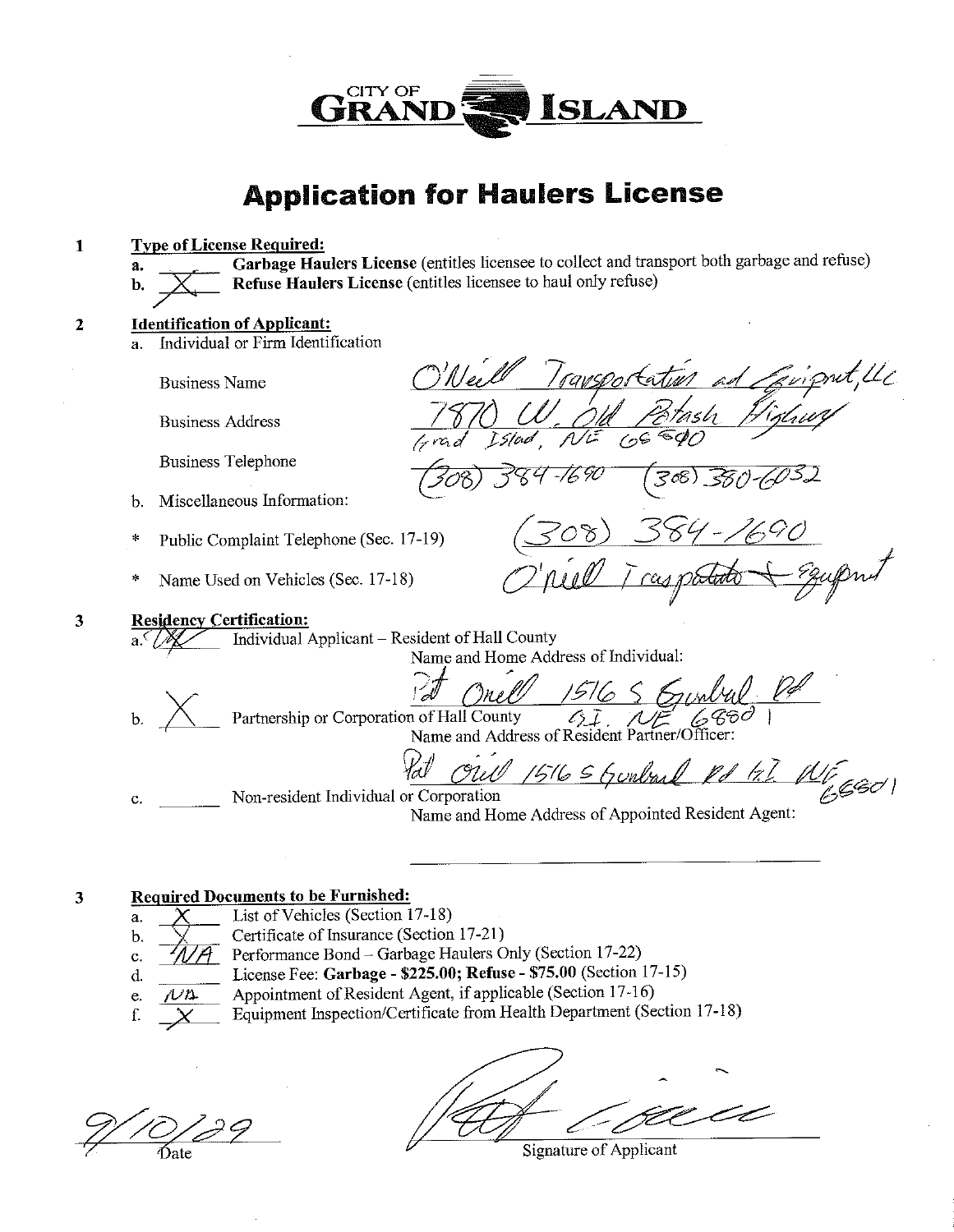# CITY OF GRAND ISLAND

## Application for Haulers License

**1 Type of License Required:**

a. ______ **Garbage Haulers License** (entitles licensee to collect and transport both garbage and refuse)

b. __X__ **Refuse Haulers License** (entitles licensee to haul only refuse)

**2 Identification of Applicant:**

a. Individual or Firm Identification

Business Name: O'Neill Transportation and Equipment, LLC

Business Address: 7870 W. Old Potash Highway, Grand Island, NE 68840

Business Telephone: (308) 384-1690 (308) 380-6032

b. Miscellaneous Information:

\* Public Complaint Telephone (Sec. 17-19): (308) 384-1690

\* Name Used on Vehicles (Sec. 17-18): O'Neill Transportation & Equipment

**3 Residency Certification:**

a. __X__ (crossed out) Individual Applicant – Resident of Hall County
Name and Home Address of Individual:
Pat Oneill 1516 S Gunbarrel Rd

b. __X__ Partnership or Corporation of Hall County GI, NE 68801
Name and Address of Resident Partner/Officer:
Pat Oneill 1516 S Gunbarrel Rd GI NE 68801

c. ______ Non-resident Individual or Corporation
Name and Home Address of Appointed Resident Agent:

______________________________

**3 Required Documents to be Furnished:**

a. __X__ List of Vehicles (Section 17-18)

b. __X__ Certificate of Insurance (Section 17-21)

c. __NA__ Performance Bond – Garbage Haulers Only (Section 17-22)

d. ______ License Fee: **Garbage - $225.00; Refuse - $75.00** (Section 17-15)

e. __NA__ Appointment of Resident Agent, if applicable (Section 17-16)

f. __X__ Equipment Inspection/Certificate from Health Department (Section 17-18)

9/10/29
Date

[Signature]
Signature of Applicant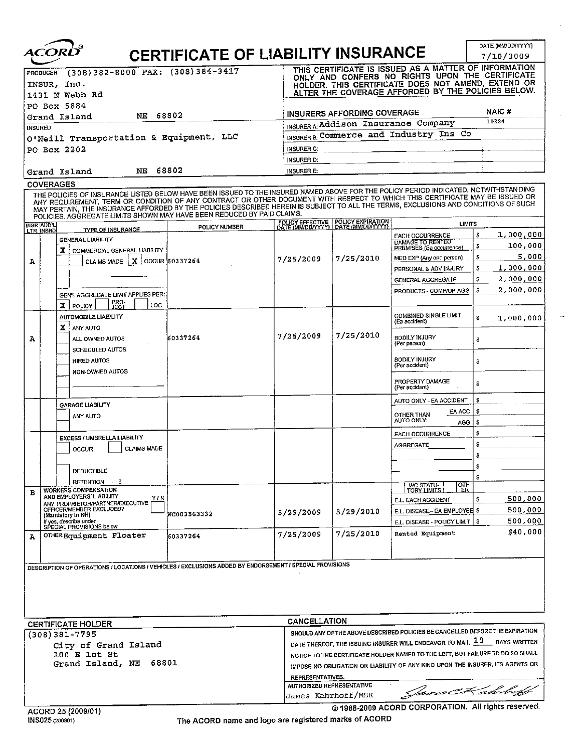# ACORD CERTIFICATE OF LIABILITY INSURANCE

DATE (MM/DD/YYYY): 7/10/2009

**PRODUCER** (308)382-8000 FAX: (308)384-3417
INSUR, Inc.
1431 N Webb Rd
PO Box 5884
Grand Island NE 68802

THIS CERTIFICATE IS ISSUED AS A MATTER OF INFORMATION ONLY AND CONFERS NO RIGHTS UPON THE CERTIFICATE HOLDER. THIS CERTIFICATE DOES NOT AMEND, EXTEND OR ALTER THE COVERAGE AFFORDED BY THE POLICIES BELOW.

**INSURED**
O'Neill Transportation & Equipment, LLC
PO Box 2202
Grand Island NE 68802

| INSURERS AFFORDING COVERAGE | NAIC # |
|---|---|
| INSURER A: Addison Insurance Company | 10324 |
| INSURER B: Commerce and Industry Ins Co | |
| INSURER C: | |
| INSURER D: | |
| INSURER E: | |

## COVERAGES

THE POLICIES OF INSURANCE LISTED BELOW HAVE BEEN ISSUED TO THE INSURED NAMED ABOVE FOR THE POLICY PERIOD INDICATED. NOTWITHSTANDING ANY REQUIREMENT, TERM OR CONDITION OF ANY CONTRACT OR OTHER DOCUMENT WITH RESPECT TO WHICH THIS CERTIFICATE MAY BE ISSUED OR MAY PERTAIN, THE INSURANCE AFFORDED BY THE POLICIES DESCRIBED HEREIN IS SUBJECT TO ALL THE TERMS, EXCLUSIONS AND CONDITIONS OF SUCH POLICIES. AGGREGATE LIMITS SHOWN MAY HAVE BEEN REDUCED BY PAID CLAIMS.

| INSR LTR | ADD'L INSRD | TYPE OF INSURANCE | POLICY NUMBER | POLICY EFFECTIVE DATE (MM/DD/YYYY) | POLICY EXPIRATION DATE (MM/DD/YYYY) | LIMITS | |
|---|---|---|---|---|---|---|---|
| A | | GENERAL LIABILITY<br>X COMMERCIAL GENERAL LIABILITY<br>CLAIMS MADE [X] OCCUR<br>GEN'L AGGREGATE LIMIT APPLIES PER: X POLICY / PROJECT / LOC | 60337264 | 7/25/2009 | 7/25/2010 | EACH OCCURRENCE | $ 1,000,000 |
| | | | | | | DAMAGE TO RENTED PREMISES (Ea occurence) | $ 100,000 |
| | | | | | | MED EXP (Any one person) | $ 5,000 |
| | | | | | | PERSONAL & ADV INJURY | $ 1,000,000 |
| | | | | | | GENERAL AGGREGATE | $ 2,000,000 |
| | | | | | | PRODUCTS - COMP/OP AGG | $ 2,000,000 |
| A | | AUTOMOBILE LIABILITY<br>X ANY AUTO<br>ALL OWNED AUTOS<br>SCHEDULED AUTOS<br>HIRED AUTOS<br>NON-OWNED AUTOS | 60337264 | 7/25/2009 | 7/25/2010 | COMBINED SINGLE LIMIT (Ea accident) | $ 1,000,000 |
| | | | | | | BODILY INJURY (Per person) | $ |
| | | | | | | BODILY INJURY (Per accident) | $ |
| | | | | | | PROPERTY DAMAGE (Per accident) | $ |
| | | GARAGE LIABILITY<br>ANY AUTO | | | | AUTO ONLY - EA ACCIDENT | $ |
| | | | | | | OTHER THAN AUTO ONLY: EA ACC | $ |
| | | | | | | AGG | $ |
| | | EXCESS / UMBRELLA LIABILITY<br>OCCUR / CLAIMS MADE<br>DEDUCTIBLE<br>RETENTION $ | | | | EACH OCCURRENCE | $ |
| | | | | | | AGGREGATE | $ |
| B | | WORKERS COMPENSATION AND EMPLOYERS' LIABILITY<br>ANY PROPRIETOR/PARTNER/EXECUTIVE OFFICER/MEMBER EXCLUDED? (Mandatory in NH)<br>If yes, describe under SPECIAL PROVISIONS below | WC003563332 | 3/29/2009 | 3/29/2010 | WC STATUTORY LIMITS / OTHER | |
| | | | | | | E.L. EACH ACCIDENT | $ 500,000 |
| | | | | | | E.L. DISEASE - EA EMPLOYEE | $ 500,000 |
| | | | | | | E.L. DISEASE - POLICY LIMIT | $ 500,000 |
| A | | OTHER Equipment Floater | 60337264 | 7/25/2009 | 7/25/2010 | Rented Equipment | $40,000 |

DESCRIPTION OF OPERATIONS / LOCATIONS / VEHICLES / EXCLUSIONS ADDED BY ENDORSEMENT / SPECIAL PROVISIONS

**CERTIFICATE HOLDER**
(308)381-7795
City of Grand Island
100 E 1st St
Grand Island, NE 68801

**CANCELLATION**
SHOULD ANY OF THE ABOVE DESCRIBED POLICIES BE CANCELLED BEFORE THE EXPIRATION DATE THEREOF, THE ISSUING INSURER WILL ENDEAVOR TO MAIL 10 DAYS WRITTEN NOTICE TO THE CERTIFICATE HOLDER NAMED TO THE LEFT, BUT FAILURE TO DO SO SHALL IMPOSE NO OBLIGATION OR LIABILITY OF ANY KIND UPON THE INSURER, ITS AGENTS OR REPRESENTATIVES.

AUTHORIZED REPRESENTATIVE
James Kahrhoff/MSK

ACORD 25 (2009/01)
INS025 (200901)

© 1988-2009 ACORD CORPORATION. All rights reserved.

The ACORD name and logo are registered marks of ACORD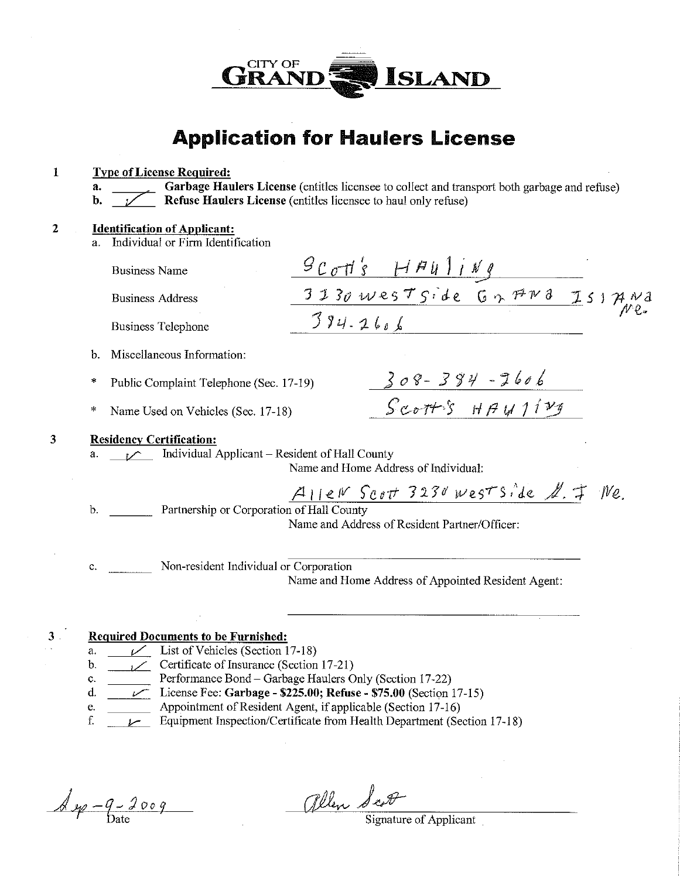CITY OF GRAND ISLAND

# Application for Haulers License

1 **Type of License Required:**

a. \_\_\_\_\_\_ **Garbage Haulers License** (entitles licensee to collect and transport both garbage and refuse)

b. ✓ **Refuse Haulers License** (entitles licensee to haul only refuse)

2 **Identification of Applicant:**

a. Individual or Firm Identification

Business Name: Scott's Hauling

Business Address: 3230 westside Grand Island Ne.

Business Telephone: 384-2606

b. Miscellaneous Information:

\* Public Complaint Telephone (Sec. 17-19): 308-384-2606

\* Name Used on Vehicles (Sec. 17-18): Scott's Hauling

3 **Residency Certification:**

a. ✓ Individual Applicant – Resident of Hall County
Name and Home Address of Individual:
Allen Scott 3230 westside G.I. Ne.

b. \_\_\_\_\_\_ Partnership or Corporation of Hall County
Name and Address of Resident Partner/Officer:

c. \_\_\_\_\_\_ Non-resident Individual or Corporation
Name and Home Address of Appointed Resident Agent:

3 **Required Documents to be Furnished:**

a. ✓ List of Vehicles (Section 17-18)

b. ✓ Certificate of Insurance (Section 17-21)

c. \_\_\_\_\_\_ Performance Bond – Garbage Haulers Only (Section 17-22)

d. ✓ License Fee: **Garbage - $225.00; Refuse - $75.00** (Section 17-15)

e. \_\_\_\_\_\_ Appointment of Resident Agent, if applicable (Section 17-16)

f. ✓ Equipment Inspection/Certificate from Health Department (Section 17-18)

Sep-9-2009
Date

Allen Scott
Signature of Applicant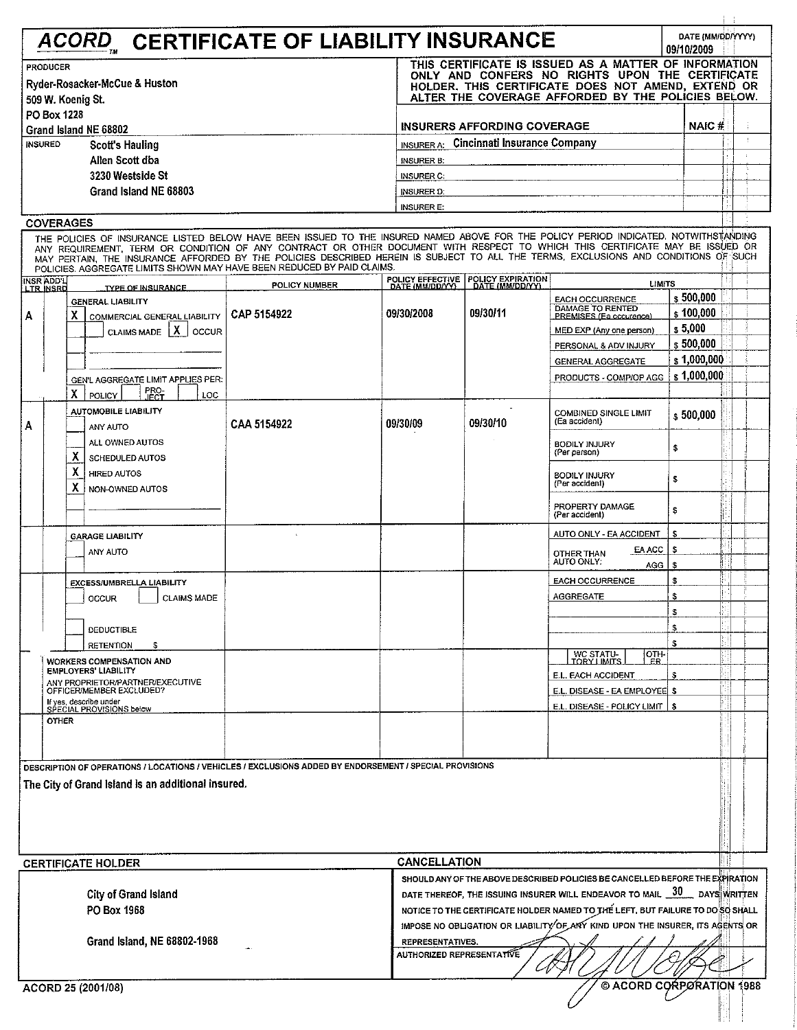# ACORD™ CERTIFICATE OF LIABILITY INSURANCE

DATE (MM/DD/YYYY): 09/10/2009

**PRODUCER**
Ryder-Rosacker-McCue & Huston
509 W. Koenig St.
PO Box 1228
Grand Island NE 68802

THIS CERTIFICATE IS ISSUED AS A MATTER OF INFORMATION ONLY AND CONFERS NO RIGHTS UPON THE CERTIFICATE HOLDER. THIS CERTIFICATE DOES NOT AMEND, EXTEND OR ALTER THE COVERAGE AFFORDED BY THE POLICIES BELOW.

**INSURED**
Scott's Hauling
Allen Scott dba
3230 Westside St
Grand Island NE 68803

| INSURERS AFFORDING COVERAGE | NAIC # |
|---|---|
| INSURER A: Cincinnati Insurance Company | |
| INSURER B: | |
| INSURER C: | |
| INSURER D: | |
| INSURER E: | |

## COVERAGES

THE POLICIES OF INSURANCE LISTED BELOW HAVE BEEN ISSUED TO THE INSURED NAMED ABOVE FOR THE POLICY PERIOD INDICATED. NOTWITHSTANDING ANY REQUIREMENT, TERM OR CONDITION OF ANY CONTRACT OR OTHER DOCUMENT WITH RESPECT TO WHICH THIS CERTIFICATE MAY BE ISSUED OR MAY PERTAIN, THE INSURANCE AFFORDED BY THE POLICIES DESCRIBED HEREIN IS SUBJECT TO ALL THE TERMS, EXCLUSIONS AND CONDITIONS OF SUCH POLICIES. AGGREGATE LIMITS SHOWN MAY HAVE BEEN REDUCED BY PAID CLAIMS.

| INSR LTR | ADD'L INSRD | TYPE OF INSURANCE | POLICY NUMBER | POLICY EFFECTIVE DATE (MM/DD/YY) | POLICY EXPIRATION DATE (MM/DD/YY) | LIMITS | |
|---|---|---|---|---|---|---|---|
| A | | GENERAL LIABILITY<br>X COMMERCIAL GENERAL LIABILITY<br>CLAIMS MADE X OCCUR<br>GEN'L AGGREGATE LIMIT APPLIES PER: X POLICY / PRO-JECT / LOC | CAP 5154922 | 09/30/2008 | 09/30/11 | EACH OCCURRENCE | $ 500,000 |
| | | | | | | DAMAGE TO RENTED PREMISES (Ea occurence) | $ 100,000 |
| | | | | | | MED EXP (Any one person) | $ 5,000 |
| | | | | | | PERSONAL & ADV INJURY | $ 500,000 |
| | | | | | | GENERAL AGGREGATE | $ 1,000,000 |
| | | | | | | PRODUCTS - COMP/OP AGG | $ 1,000,000 |
| A | | AUTOMOBILE LIABILITY<br>ANY AUTO<br>ALL OWNED AUTOS<br>X SCHEDULED AUTOS<br>X HIRED AUTOS<br>X NON-OWNED AUTOS | CAA 5154922 | 09/30/09 | 09/30/10 | COMBINED SINGLE LIMIT (Ea accident) | $ 500,000 |
| | | | | | | BODILY INJURY (Per person) | $ |
| | | | | | | BODILY INJURY (Per accident) | $ |
| | | | | | | PROPERTY DAMAGE (Per accident) | $ |
| | | GARAGE LIABILITY<br>ANY AUTO | | | | AUTO ONLY - EA ACCIDENT | $ |
| | | | | | | OTHER THAN AUTO ONLY: EA ACC | $ |
| | | | | | | AGG | $ |
| | | EXCESS/UMBRELLA LIABILITY<br>OCCUR / CLAIMS MADE<br>DEDUCTIBLE<br>RETENTION $ | | | | EACH OCCURRENCE | $ |
| | | | | | | AGGREGATE | $ |
| | | | | | | | $ |
| | | | | | | | $ |
| | | | | | | | $ |
| | | WORKERS COMPENSATION AND EMPLOYERS' LIABILITY<br>ANY PROPRIETOR/PARTNER/EXECUTIVE OFFICER/MEMBER EXCLUDED?<br>If yes, describe under SPECIAL PROVISIONS below | | | | WC STATU-TORY LIMITS / OTH-ER | |
| | | | | | | E.L. EACH ACCIDENT | $ |
| | | | | | | E.L. DISEASE - EA EMPLOYEE | $ |
| | | | | | | E.L. DISEASE - POLICY LIMIT | $ |
| | | OTHER | | | | | |

**DESCRIPTION OF OPERATIONS / LOCATIONS / VEHICLES / EXCLUSIONS ADDED BY ENDORSEMENT / SPECIAL PROVISIONS**

The City of Grand Island is an additional insured.

**CERTIFICATE HOLDER**

City of Grand Island
PO Box 1968

Grand Island, NE 68802-1968

**CANCELLATION**

SHOULD ANY OF THE ABOVE DESCRIBED POLICIES BE CANCELLED BEFORE THE EXPIRATION DATE THEREOF, THE ISSUING INSURER WILL ENDEAVOR TO MAIL 30 DAYS WRITTEN NOTICE TO THE CERTIFICATE HOLDER NAMED TO THE LEFT, BUT FAILURE TO DO SO SHALL IMPOSE NO OBLIGATION OR LIABILITY OF ANY KIND UPON THE INSURER, ITS AGENTS OR REPRESENTATIVES.

AUTHORIZED REPRESENTATIVE

ACORD 25 (2001/08) © ACORD CORPORATION 1988